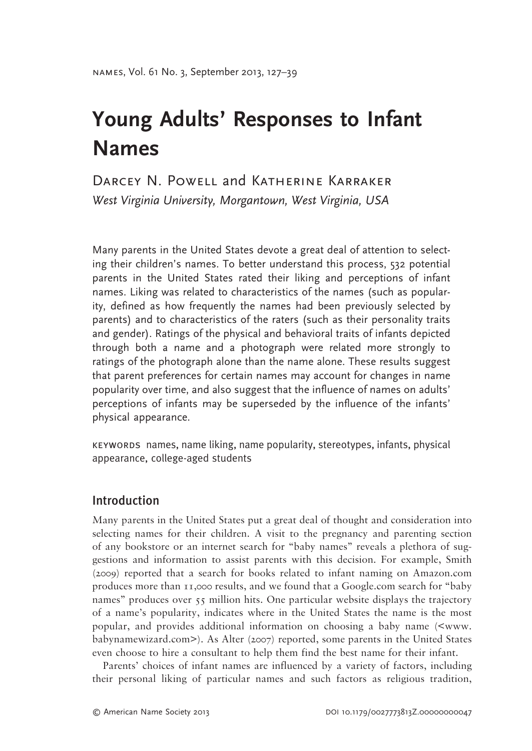# Young Adults' Responses to Infant Names

Darcey N. Powell and Katherine Karraker

*West Virginia University, Morgantown, West Virginia, USA*

Many parents in the United States devote a great deal of attention to selecting their children's names. To better understand this process, 532 potential parents in the United States rated their liking and perceptions of infant names. Liking was related to characteristics of the names (such as popularity, defined as how frequently the names had been previously selected by parents) and to characteristics of the raters (such as their personality traits and gender). Ratings of the physical and behavioral traits of infants depicted through both a name and a photograph were related more strongly to ratings of the photograph alone than the name alone. These results suggest that parent preferences for certain names may account for changes in name popularity over time, and also suggest that the influence of names on adults' perceptions of infants may be superseded by the influence of the infants' physical appearance.

KEYWORDS names, name liking, name popularity, stereotypes, infants, physical appearance, college-aged students

## Introduction

Many parents in the United States put a great deal of thought and consideration into selecting names for their children. A visit to the pregnancy and parenting section of any bookstore or an internet search for "baby names" reveals a plethora of suggestions and information to assist parents with this decision. For example, Smith (2009) reported that a search for books related to infant naming on Amazon.com produces more than 11,000 results, and we found that a Google.com search for "baby names" produces over 55 million hits. One particular website displays the trajectory of a name's popularity, indicates where in the United States the name is the most popular, and provides additional information on choosing a baby name (<www.babynamewizard.com>). As Alter (2007) reported, some parents in the United States even choose to hire a consultant to help them find the best name for their infant.

Parents' choices of infant names are influenced by a variety of factors, including their personal liking of particular names and such factors as religious tradition,

© American Name Society 2013 DOI 10.1179/0027773813Z.00000000047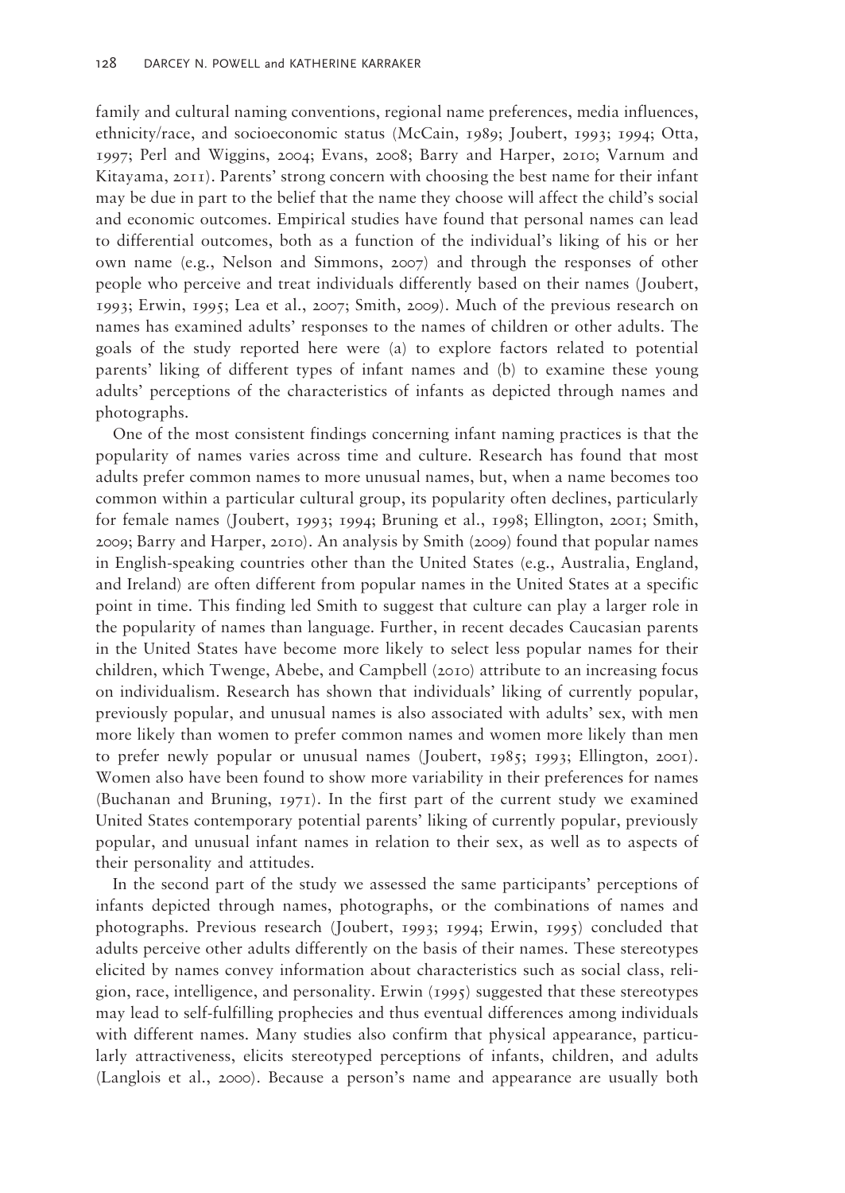family and cultural naming conventions, regional name preferences, media influences, ethnicity/race, and socioeconomic status (McCain, 1989; Joubert, 1993; 1994; Otta, 1997; Perl and Wiggins, 2004; Evans, 2008; Barry and Harper, 2010; Varnum and Kitayama, 2011). Parents' strong concern with choosing the best name for their infant may be due in part to the belief that the name they choose will affect the child's social and economic outcomes. Empirical studies have found that personal names can lead to differential outcomes, both as a function of the individual's liking of his or her own name (e.g., Nelson and Simmons, 2007) and through the responses of other people who perceive and treat individuals differently based on their names (Joubert, 1993; Erwin, 1995; Lea et al., 2007; Smith, 2009). Much of the previous research on names has examined adults' responses to the names of children or other adults. The goals of the study reported here were (a) to explore factors related to potential parents' liking of different types of infant names and (b) to examine these young adults' perceptions of the characteristics of infants as depicted through names and photographs.

One of the most consistent findings concerning infant naming practices is that the popularity of names varies across time and culture. Research has found that most adults prefer common names to more unusual names, but, when a name becomes too common within a particular cultural group, its popularity often declines, particularly for female names (Joubert, 1993; 1994; Bruning et al., 1998; Ellington, 2001; Smith, 2009; Barry and Harper, 2010). An analysis by Smith (2009) found that popular names in English-speaking countries other than the United States (e.g., Australia, England, and Ireland) are often different from popular names in the United States at a specific point in time. This finding led Smith to suggest that culture can play a larger role in the popularity of names than language. Further, in recent decades Caucasian parents in the United States have become more likely to select less popular names for their children, which Twenge, Abebe, and Campbell (2010) attribute to an increasing focus on individualism. Research has shown that individuals' liking of currently popular, previously popular, and unusual names is also associated with adults' sex, with men more likely than women to prefer common names and women more likely than men to prefer newly popular or unusual names (Joubert, 1985; 1993; Ellington, 2001). Women also have been found to show more variability in their preferences for names (Buchanan and Bruning, 1971). In the first part of the current study we examined United States contemporary potential parents' liking of currently popular, previously popular, and unusual infant names in relation to their sex, as well as to aspects of their personality and attitudes.

In the second part of the study we assessed the same participants' perceptions of infants depicted through names, photographs, or the combinations of names and photographs. Previous research (Joubert, 1993; 1994; Erwin, 1995) concluded that adults perceive other adults differently on the basis of their names. These stereotypes elicited by names convey information about characteristics such as social class, religion, race, intelligence, and personality. Erwin (1995) suggested that these stereotypes may lead to self-fulfilling prophecies and thus eventual differences among individuals with different names. Many studies also confirm that physical appearance, particularly attractiveness, elicits stereotyped perceptions of infants, children, and adults (Langlois et al., 2000). Because a person's name and appearance are usually both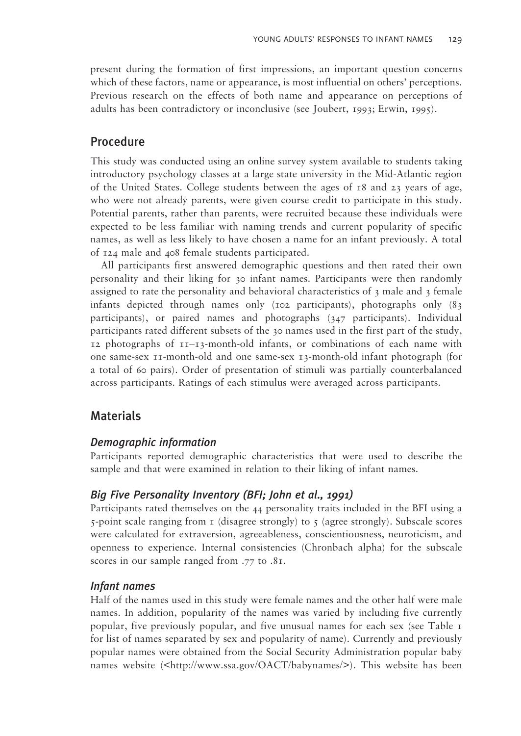present during the formation of first impressions, an important question concerns which of these factors, name or appearance, is most influential on others' perceptions. Previous research on the effects of both name and appearance on perceptions of adults has been contradictory or inconclusive (see Joubert, 1993; Erwin, 1995).

## Procedure

This study was conducted using an online survey system available to students taking introductory psychology classes at a large state university in the Mid-Atlantic region of the United States. College students between the ages of 18 and 23 years of age, who were not already parents, were given course credit to participate in this study. Potential parents, rather than parents, were recruited because these individuals were expected to be less familiar with naming trends and current popularity of specific names, as well as less likely to have chosen a name for an infant previously. A total of 124 male and 408 female students participated.

All participants first answered demographic questions and then rated their own personality and their liking for 30 infant names. Participants were then randomly assigned to rate the personality and behavioral characteristics of 3 male and 3 female infants depicted through names only (102 participants), photographs only (83 participants), or paired names and photographs (347 participants). Individual participants rated different subsets of the 30 names used in the first part of the study, 12 photographs of 11–13-month-old infants, or combinations of each name with one same-sex 11-month-old and one same-sex 13-month-old infant photograph (for a total of 60 pairs). Order of presentation of stimuli was partially counterbalanced across participants. Ratings of each stimulus were averaged across participants.

## Materials

### *Demographic information*

Participants reported demographic characteristics that were used to describe the sample and that were examined in relation to their liking of infant names.

### *Big Five Personality Inventory (BFI; John et al., 1991)*

Participants rated themselves on the 44 personality traits included in the BFI using a 5-point scale ranging from 1 (disagree strongly) to 5 (agree strongly). Subscale scores were calculated for extraversion, agreeableness, conscientiousness, neuroticism, and openness to experience. Internal consistencies (Chronbach alpha) for the subscale scores in our sample ranged from .77 to .81.

### *Infant names*

Half of the names used in this study were female names and the other half were male names. In addition, popularity of the names was varied by including five currently popular, five previously popular, and five unusual names for each sex (see Table 1 for list of names separated by sex and popularity of name). Currently and previously popular names were obtained from the Social Security Administration popular baby names website (<http://www.ssa.gov/OACT/babynames/>). This website has been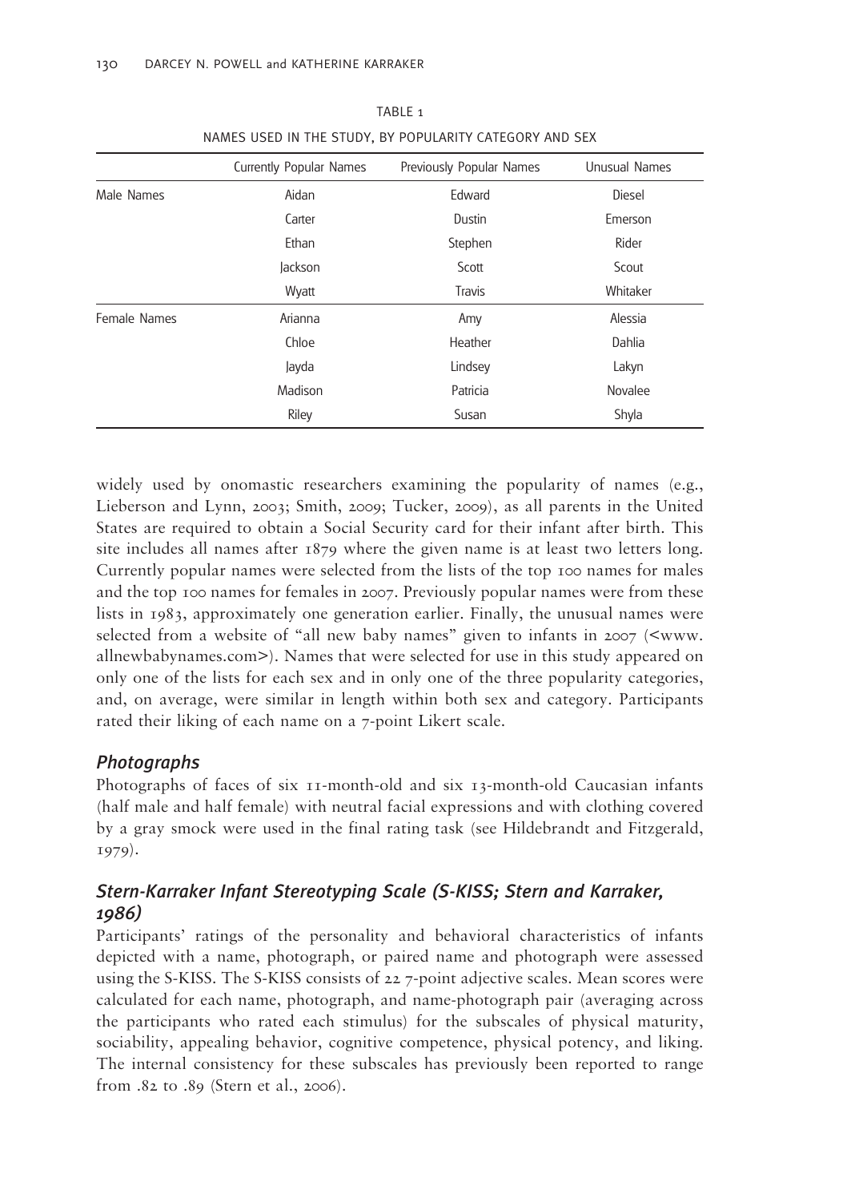TABLE 1

NAMES USED IN THE STUDY, BY POPULARITY CATEGORY AND SEX

| | Currently Popular Names | Previously Popular Names | Unusual Names |
|---|---|---|---|
| Male Names | Aidan | Edward | Diesel |
| | Carter | Dustin | Emerson |
| | Ethan | Stephen | Rider |
| | Jackson | Scott | Scout |
| | Wyatt | Travis | Whitaker |
| Female Names | Arianna | Amy | Alessia |
| | Chloe | Heather | Dahlia |
| | Jayda | Lindsey | Lakyn |
| | Madison | Patricia | Novalee |
| | Riley | Susan | Shyla |

widely used by onomastic researchers examining the popularity of names (e.g., Lieberson and Lynn, 2003; Smith, 2009; Tucker, 2009), as all parents in the United States are required to obtain a Social Security card for their infant after birth. This site includes all names after 1879 where the given name is at least two letters long. Currently popular names were selected from the lists of the top 100 names for males and the top 100 names for females in 2007. Previously popular names were from these lists in 1983, approximately one generation earlier. Finally, the unusual names were selected from a website of "all new baby names" given to infants in 2007 (<www.allnewbabynames.com>). Names that were selected for use in this study appeared on only one of the lists for each sex and in only one of the three popularity categories, and, on average, were similar in length within both sex and category. Participants rated their liking of each name on a 7-point Likert scale.

### *Photographs*

Photographs of faces of six 11-month-old and six 13-month-old Caucasian infants (half male and half female) with neutral facial expressions and with clothing covered by a gray smock were used in the final rating task (see Hildebrandt and Fitzgerald, 1979).

### *Stern-Karraker Infant Stereotyping Scale (S-KISS; Stern and Karraker, 1986)*

Participants' ratings of the personality and behavioral characteristics of infants depicted with a name, photograph, or paired name and photograph were assessed using the S-KISS. The S-KISS consists of 22 7-point adjective scales. Mean scores were calculated for each name, photograph, and name-photograph pair (averaging across the participants who rated each stimulus) for the subscales of physical maturity, sociability, appealing behavior, cognitive competence, physical potency, and liking. The internal consistency for these subscales has previously been reported to range from .82 to .89 (Stern et al., 2006).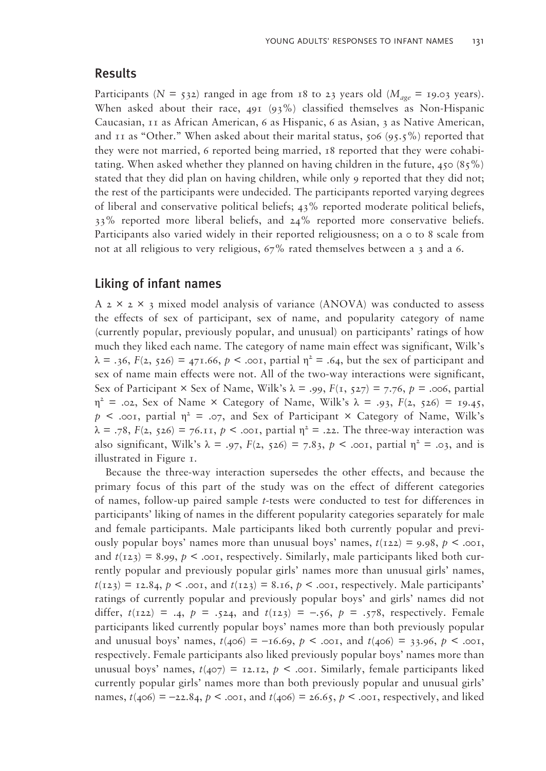## Results

Participants ($N = 532$) ranged in age from 18 to 23 years old ($M_{age} = 19.03$ years). When asked about their race, 491 (93%) classified themselves as Non-Hispanic Caucasian, 11 as African American, 6 as Hispanic, 6 as Asian, 3 as Native American, and 11 as "Other." When asked about their marital status, 506 (95.5%) reported that they were not married, 6 reported being married, 18 reported that they were cohabitating. When asked whether they planned on having children in the future, 450 (85%) stated that they did plan on having children, while only 9 reported that they did not; the rest of the participants were undecided. The participants reported varying degrees of liberal and conservative political beliefs; 43% reported moderate political beliefs, 33% reported more liberal beliefs, and 24% reported more conservative beliefs. Participants also varied widely in their reported religiousness; on a 0 to 8 scale from not at all religious to very religious, 67% rated themselves between a 3 and a 6.

## Liking of infant names

A 2 × 2 × 3 mixed model analysis of variance (ANOVA) was conducted to assess the effects of sex of participant, sex of name, and popularity category of name (currently popular, previously popular, and unusual) on participants' ratings of how much they liked each name. The category of name main effect was significant, Wilk's $\lambda = .36$, $F(2, 526) = 471.66$, $p < .001$, partial $\eta^2 = .64$, but the sex of participant and sex of name main effects were not. All of the two-way interactions were significant, Sex of Participant × Sex of Name, Wilk's $\lambda = .99$, $F(1, 527) = 7.76$, $p = .006$, partial $\eta^2 = .02$, Sex of Name × Category of Name, Wilk's $\lambda = .93$, $F(2, 526) = 19.45$, $p < .001$, partial $\eta^2 = .07$, and Sex of Participant × Category of Name, Wilk's $\lambda = .78$, $F(2, 526) = 76.11$, $p < .001$, partial $\eta^2 = .22$. The three-way interaction was also significant, Wilk's $\lambda = .97$, $F(2, 526) = 7.83$, $p < .001$, partial $\eta^2 = .03$, and is illustrated in Figure 1.

Because the three-way interaction supersedes the other effects, and because the primary focus of this part of the study was on the effect of different categories of names, follow-up paired sample *t*-tests were conducted to test for differences in participants' liking of names in the different popularity categories separately for male and female participants. Male participants liked both currently popular and previously popular boys' names more than unusual boys' names, $t(122) = 9.98$, $p < .001$, and $t(123) = 8.99$, $p < .001$, respectively. Similarly, male participants liked both currently popular and previously popular girls' names more than unusual girls' names, $t(123) = 12.84$, $p < .001$, and $t(123) = 8.16$, $p < .001$, respectively. Male participants' ratings of currently popular and previously popular boys' and girls' names did not differ, $t(122) = .4$, $p = .524$, and $t(123) = -.56$, $p = .578$, respectively. Female participants liked currently popular boys' names more than both previously popular and unusual boys' names, $t(406) = -16.69$, $p < .001$, and $t(406) = 33.96$, $p < .001$, respectively. Female participants also liked previously popular boys' names more than unusual boys' names, $t(407) = 12.12$, $p < .001$. Similarly, female participants liked currently popular girls' names more than both previously popular and unusual girls' names, $t(406) = -22.84$, $p < .001$, and $t(406) = 26.65$, $p < .001$, respectively, and liked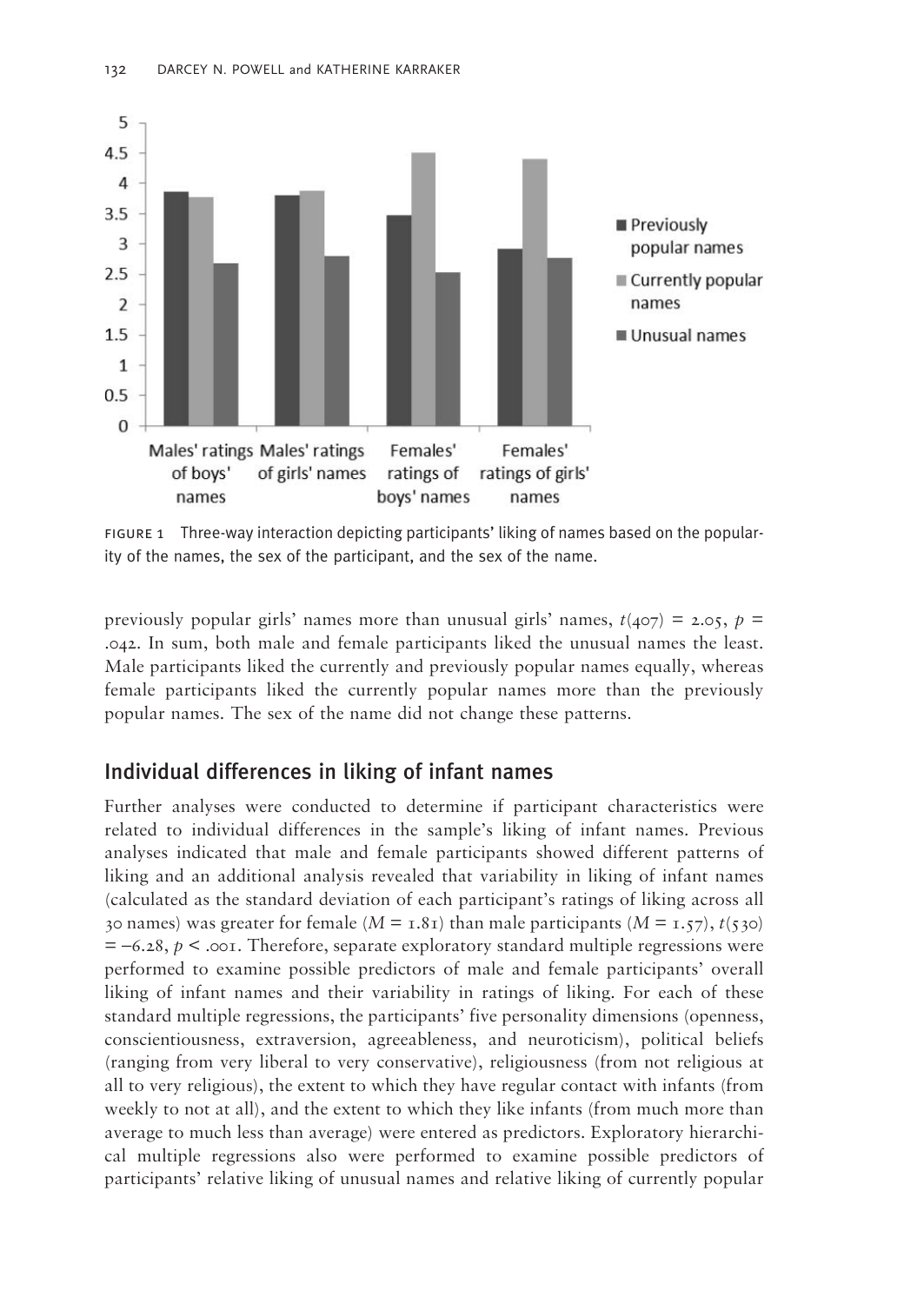FIGURE 1 Three-way interaction depicting participants' liking of names based on the popularity of the names, the sex of the participant, and the sex of the name.

previously popular girls' names more than unusual girls' names, $t(407) = 2.05$, $p = .042$. In sum, both male and female participants liked the unusual names the least. Male participants liked the currently and previously popular names equally, whereas female participants liked the currently popular names more than the previously popular names. The sex of the name did not change these patterns.

## Individual differences in liking of infant names

Further analyses were conducted to determine if participant characteristics were related to individual differences in the sample's liking of infant names. Previous analyses indicated that male and female participants showed different patterns of liking and an additional analysis revealed that variability in liking of infant names (calculated as the standard deviation of each participant's ratings of liking across all 30 names) was greater for female ($M = 1.81$) than male participants ($M = 1.57$), $t(530) = -6.28$, $p < .001$. Therefore, separate exploratory standard multiple regressions were performed to examine possible predictors of male and female participants' overall liking of infant names and their variability in ratings of liking. For each of these standard multiple regressions, the participants' five personality dimensions (openness, conscientiousness, extraversion, agreeableness, and neuroticism), political beliefs (ranging from very liberal to very conservative), religiousness (from not religious at all to very religious), the extent to which they have regular contact with infants (from weekly to not at all), and the extent to which they like infants (from much more than average to much less than average) were entered as predictors. Exploratory hierarchical multiple regressions also were performed to examine possible predictors of participants' relative liking of unusual names and relative liking of currently popular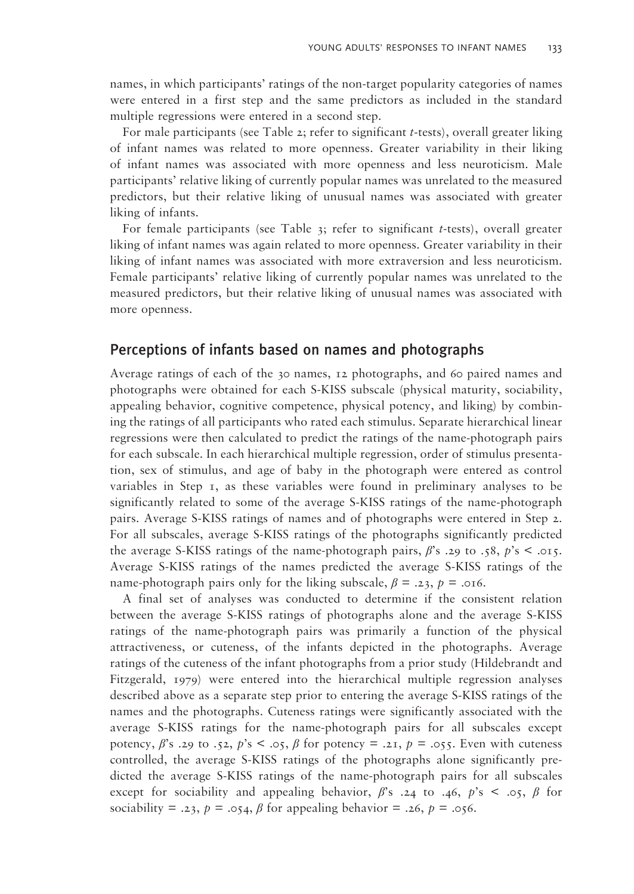names, in which participants' ratings of the non-target popularity categories of names were entered in a first step and the same predictors as included in the standard multiple regressions were entered in a second step.

For male participants (see Table 2; refer to significant *t*-tests), overall greater liking of infant names was related to more openness. Greater variability in their liking of infant names was associated with more openness and less neuroticism. Male participants' relative liking of currently popular names was unrelated to the measured predictors, but their relative liking of unusual names was associated with greater liking of infants.

For female participants (see Table 3; refer to significant *t*-tests), overall greater liking of infant names was again related to more openness. Greater variability in their liking of infant names was associated with more extraversion and less neuroticism. Female participants' relative liking of currently popular names was unrelated to the measured predictors, but their relative liking of unusual names was associated with more openness.

## Perceptions of infants based on names and photographs

Average ratings of each of the 30 names, 12 photographs, and 60 paired names and photographs were obtained for each S-KISS subscale (physical maturity, sociability, appealing behavior, cognitive competence, physical potency, and liking) by combining the ratings of all participants who rated each stimulus. Separate hierarchical linear regressions were then calculated to predict the ratings of the name-photograph pairs for each subscale. In each hierarchical multiple regression, order of stimulus presentation, sex of stimulus, and age of baby in the photograph were entered as control variables in Step 1, as these variables were found in preliminary analyses to be significantly related to some of the average S-KISS ratings of the name-photograph pairs. Average S-KISS ratings of names and of photographs were entered in Step 2. For all subscales, average S-KISS ratings of the photographs significantly predicted the average S-KISS ratings of the name-photograph pairs, $\beta$'s .29 to .58, $p$'s < .015. Average S-KISS ratings of the names predicted the average S-KISS ratings of the name-photograph pairs only for the liking subscale, $\beta = .23$, $p = .016$.

A final set of analyses was conducted to determine if the consistent relation between the average S-KISS ratings of photographs alone and the average S-KISS ratings of the name-photograph pairs was primarily a function of the physical attractiveness, or cuteness, of the infants depicted in the photographs. Average ratings of the cuteness of the infant photographs from a prior study (Hildebrandt and Fitzgerald, 1979) were entered into the hierarchical multiple regression analyses described above as a separate step prior to entering the average S-KISS ratings of the names and the photographs. Cuteness ratings were significantly associated with the average S-KISS ratings for the name-photograph pairs for all subscales except potency, $\beta$'s .29 to .52, $p$'s < .05, $\beta$ for potency = .21, $p = .055$. Even with cuteness controlled, the average S-KISS ratings of the photographs alone significantly predicted the average S-KISS ratings of the name-photograph pairs for all subscales except for sociability and appealing behavior, $\beta$'s .24 to .46, $p$'s < .05, $\beta$ for sociability = .23, $p = .054$, $\beta$ for appealing behavior = .26, $p = .056$.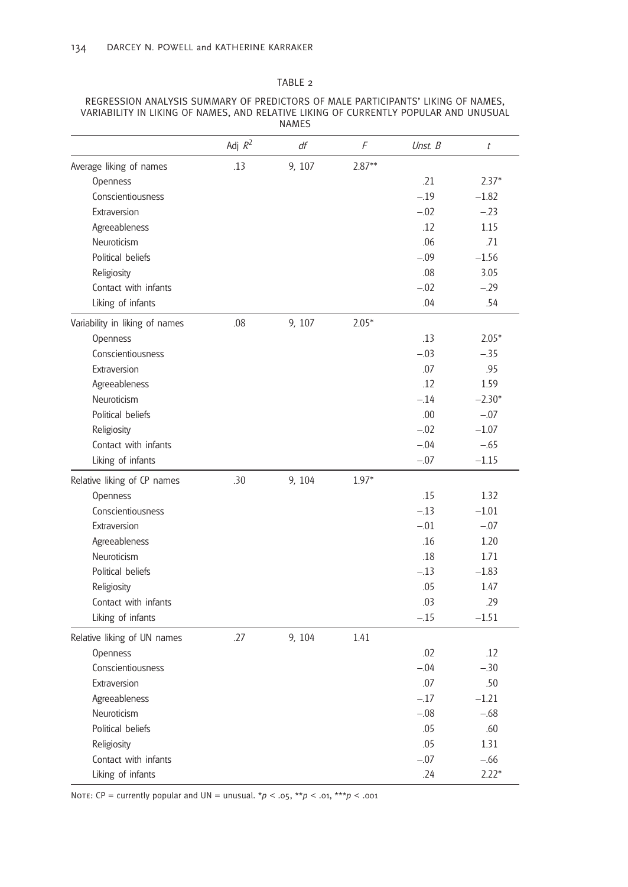TABLE 2

REGRESSION ANALYSIS SUMMARY OF PREDICTORS OF MALE PARTICIPANTS' LIKING OF NAMES, VARIABILITY IN LIKING OF NAMES, AND RELATIVE LIKING OF CURRENTLY POPULAR AND UNUSUAL NAMES

| | Adj $R^2$ | *df* | *F* | *Unst. B* | *t* |
|---|---|---|---|---|---|
| Average liking of names | .13 | 9, 107 | 2.87** | | |
| Openness | | | | .21 | 2.37* |
| Conscientiousness | | | | −.19 | −1.82 |
| Extraversion | | | | −.02 | −.23 |
| Agreeableness | | | | .12 | 1.15 |
| Neuroticism | | | | .06 | .71 |
| Political beliefs | | | | −.09 | −1.56 |
| Religiosity | | | | .08 | 3.05 |
| Contact with infants | | | | −.02 | −.29 |
| Liking of infants | | | | .04 | .54 |
| Variability in liking of names | .08 | 9, 107 | 2.05* | | |
| Openness | | | | .13 | 2.05* |
| Conscientiousness | | | | −.03 | −.35 |
| Extraversion | | | | .07 | .95 |
| Agreeableness | | | | .12 | 1.59 |
| Neuroticism | | | | −.14 | −2.30* |
| Political beliefs | | | | .00 | −.07 |
| Religiosity | | | | −.02 | −1.07 |
| Contact with infants | | | | −.04 | −.65 |
| Liking of infants | | | | −.07 | −1.15 |
| Relative liking of CP names | .30 | 9, 104 | 1.97* | | |
| Openness | | | | .15 | 1.32 |
| Conscientiousness | | | | −.13 | −1.01 |
| Extraversion | | | | −.01 | −.07 |
| Agreeableness | | | | .16 | 1.20 |
| Neuroticism | | | | .18 | 1.71 |
| Political beliefs | | | | −.13 | −1.83 |
| Religiosity | | | | .05 | 1.47 |
| Contact with infants | | | | .03 | .29 |
| Liking of infants | | | | −.15 | −1.51 |
| Relative liking of UN names | .27 | 9, 104 | 1.41 | | |
| Openness | | | | .02 | .12 |
| Conscientiousness | | | | −.04 | −.30 |
| Extraversion | | | | .07 | .50 |
| Agreeableness | | | | −.17 | −1.21 |
| Neuroticism | | | | −.08 | −.68 |
| Political beliefs | | | | .05 | .60 |
| Religiosity | | | | .05 | 1.31 |
| Contact with infants | | | | −.07 | −.66 |
| Liking of infants | | | | .24 | 2.22* |

NOTE: CP = currently popular and UN = unusual. \**p* < .05, \*\**p* < .01, \*\*\**p* < .001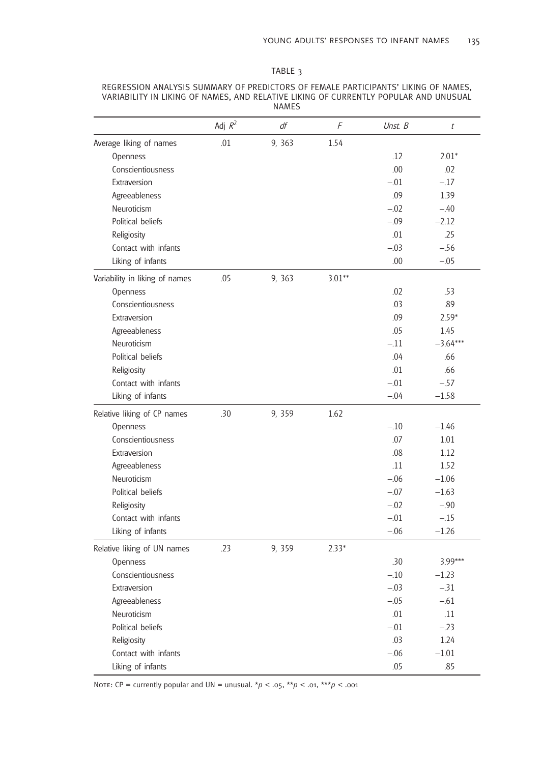TABLE 3

REGRESSION ANALYSIS SUMMARY OF PREDICTORS OF FEMALE PARTICIPANTS' LIKING OF NAMES, VARIABILITY IN LIKING OF NAMES, AND RELATIVE LIKING OF CURRENTLY POPULAR AND UNUSUAL NAMES

| | Adj $R^2$ | *df* | *F* | *Unst. B* | *t* |
|---|---|---|---|---|---|
| Average liking of names | .01 | 9, 363 | 1.54 | | |
| Openness | | | | .12 | 2.01* |
| Conscientiousness | | | | .00 | .02 |
| Extraversion | | | | −.01 | −.17 |
| Agreeableness | | | | .09 | 1.39 |
| Neuroticism | | | | −.02 | −.40 |
| Political beliefs | | | | −.09 | −2.12 |
| Religiosity | | | | .01 | .25 |
| Contact with infants | | | | −.03 | −.56 |
| Liking of infants | | | | .00 | −.05 |
| Variability in liking of names | .05 | 9, 363 | 3.01** | | |
| Openness | | | | .02 | .53 |
| Conscientiousness | | | | .03 | .89 |
| Extraversion | | | | .09 | 2.59* |
| Agreeableness | | | | .05 | 1.45 |
| Neuroticism | | | | −.11 | −3.64*** |
| Political beliefs | | | | .04 | .66 |
| Religiosity | | | | .01 | .66 |
| Contact with infants | | | | −.01 | −.57 |
| Liking of infants | | | | −.04 | −1.58 |
| Relative liking of CP names | .30 | 9, 359 | 1.62 | | |
| Openness | | | | −.10 | −1.46 |
| Conscientiousness | | | | .07 | 1.01 |
| Extraversion | | | | .08 | 1.12 |
| Agreeableness | | | | .11 | 1.52 |
| Neuroticism | | | | −.06 | −1.06 |
| Political beliefs | | | | −.07 | −1.63 |
| Religiosity | | | | −.02 | −.90 |
| Contact with infants | | | | −.01 | −.15 |
| Liking of infants | | | | −.06 | −1.26 |
| Relative liking of UN names | .23 | 9, 359 | 2.33* | | |
| Openness | | | | .30 | 3.99*** |
| Conscientiousness | | | | −.10 | −1.23 |
| Extraversion | | | | −.03 | −.31 |
| Agreeableness | | | | −.05 | −.61 |
| Neuroticism | | | | .01 | .11 |
| Political beliefs | | | | −.01 | −.23 |
| Religiosity | | | | .03 | 1.24 |
| Contact with infants | | | | −.06 | −1.01 |
| Liking of infants | | | | .05 | .85 |

NOTE: CP = currently popular and UN = unusual. *$p < .05$, **$p < .01$, ***$p < .001$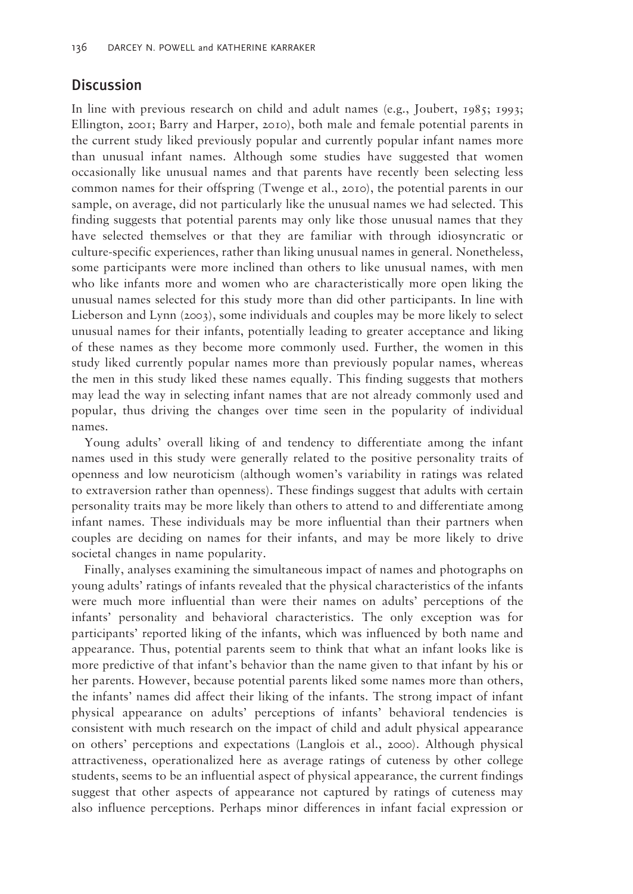## Discussion

In line with previous research on child and adult names (e.g., Joubert, 1985; 1993; Ellington, 2001; Barry and Harper, 2010), both male and female potential parents in the current study liked previously popular and currently popular infant names more than unusual infant names. Although some studies have suggested that women occasionally like unusual names and that parents have recently been selecting less common names for their offspring (Twenge et al., 2010), the potential parents in our sample, on average, did not particularly like the unusual names we had selected. This finding suggests that potential parents may only like those unusual names that they have selected themselves or that they are familiar with through idiosyncratic or culture-specific experiences, rather than liking unusual names in general. Nonetheless, some participants were more inclined than others to like unusual names, with men who like infants more and women who are characteristically more open liking the unusual names selected for this study more than did other participants. In line with Lieberson and Lynn (2003), some individuals and couples may be more likely to select unusual names for their infants, potentially leading to greater acceptance and liking of these names as they become more commonly used. Further, the women in this study liked currently popular names more than previously popular names, whereas the men in this study liked these names equally. This finding suggests that mothers may lead the way in selecting infant names that are not already commonly used and popular, thus driving the changes over time seen in the popularity of individual names.

Young adults' overall liking of and tendency to differentiate among the infant names used in this study were generally related to the positive personality traits of openness and low neuroticism (although women's variability in ratings was related to extraversion rather than openness). These findings suggest that adults with certain personality traits may be more likely than others to attend to and differentiate among infant names. These individuals may be more influential than their partners when couples are deciding on names for their infants, and may be more likely to drive societal changes in name popularity.

Finally, analyses examining the simultaneous impact of names and photographs on young adults' ratings of infants revealed that the physical characteristics of the infants were much more influential than were their names on adults' perceptions of the infants' personality and behavioral characteristics. The only exception was for participants' reported liking of the infants, which was influenced by both name and appearance. Thus, potential parents seem to think that what an infant looks like is more predictive of that infant's behavior than the name given to that infant by his or her parents. However, because potential parents liked some names more than others, the infants' names did affect their liking of the infants. The strong impact of infant physical appearance on adults' perceptions of infants' behavioral tendencies is consistent with much research on the impact of child and adult physical appearance on others' perceptions and expectations (Langlois et al., 2000). Although physical attractiveness, operationalized here as average ratings of cuteness by other college students, seems to be an influential aspect of physical appearance, the current findings suggest that other aspects of appearance not captured by ratings of cuteness may also influence perceptions. Perhaps minor differences in infant facial expression or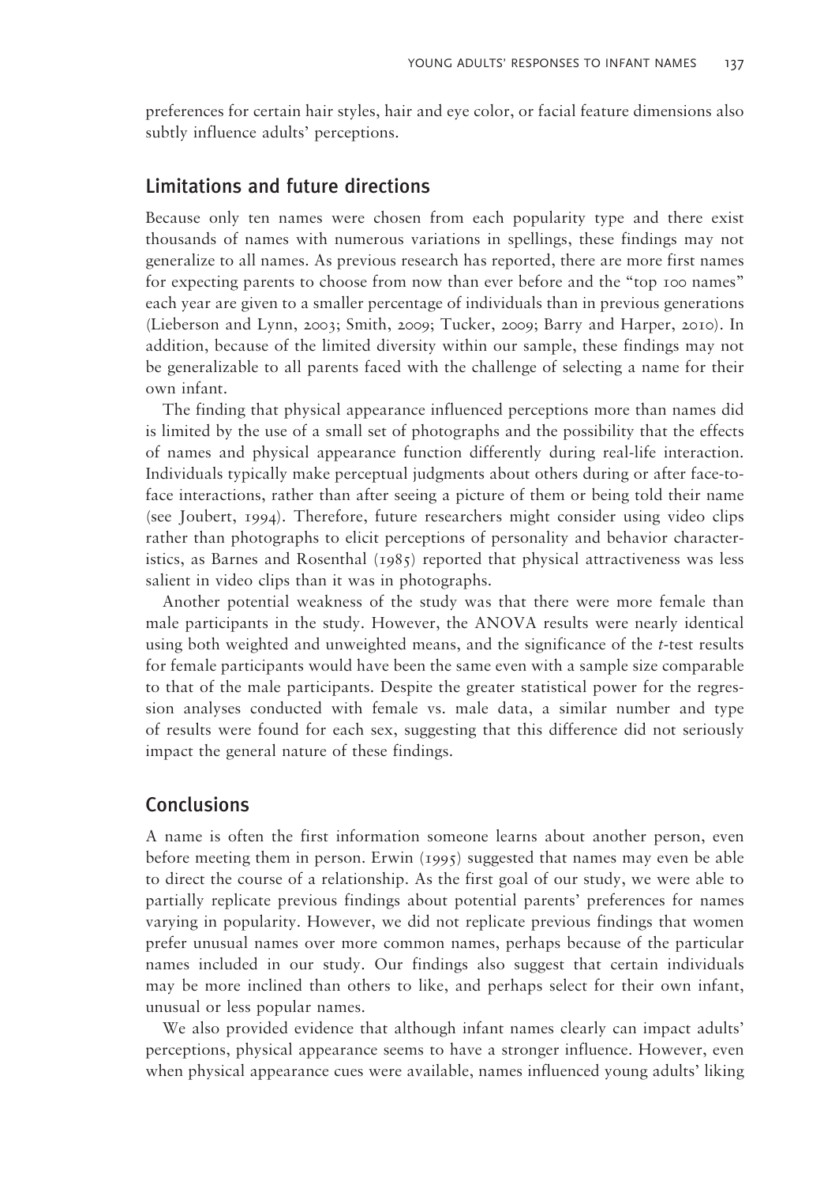preferences for certain hair styles, hair and eye color, or facial feature dimensions also subtly influence adults' perceptions.

## Limitations and future directions

Because only ten names were chosen from each popularity type and there exist thousands of names with numerous variations in spellings, these findings may not generalize to all names. As previous research has reported, there are more first names for expecting parents to choose from now than ever before and the "top 100 names" each year are given to a smaller percentage of individuals than in previous generations (Lieberson and Lynn, 2003; Smith, 2009; Tucker, 2009; Barry and Harper, 2010). In addition, because of the limited diversity within our sample, these findings may not be generalizable to all parents faced with the challenge of selecting a name for their own infant.

The finding that physical appearance influenced perceptions more than names did is limited by the use of a small set of photographs and the possibility that the effects of names and physical appearance function differently during real-life interaction. Individuals typically make perceptual judgments about others during or after face-to-face interactions, rather than after seeing a picture of them or being told their name (see Joubert, 1994). Therefore, future researchers might consider using video clips rather than photographs to elicit perceptions of personality and behavior characteristics, as Barnes and Rosenthal (1985) reported that physical attractiveness was less salient in video clips than it was in photographs.

Another potential weakness of the study was that there were more female than male participants in the study. However, the ANOVA results were nearly identical using both weighted and unweighted means, and the significance of the *t*-test results for female participants would have been the same even with a sample size comparable to that of the male participants. Despite the greater statistical power for the regression analyses conducted with female vs. male data, a similar number and type of results were found for each sex, suggesting that this difference did not seriously impact the general nature of these findings.

## Conclusions

A name is often the first information someone learns about another person, even before meeting them in person. Erwin (1995) suggested that names may even be able to direct the course of a relationship. As the first goal of our study, we were able to partially replicate previous findings about potential parents' preferences for names varying in popularity. However, we did not replicate previous findings that women prefer unusual names over more common names, perhaps because of the particular names included in our study. Our findings also suggest that certain individuals may be more inclined than others to like, and perhaps select for their own infant, unusual or less popular names.

We also provided evidence that although infant names clearly can impact adults' perceptions, physical appearance seems to have a stronger influence. However, even when physical appearance cues were available, names influenced young adults' liking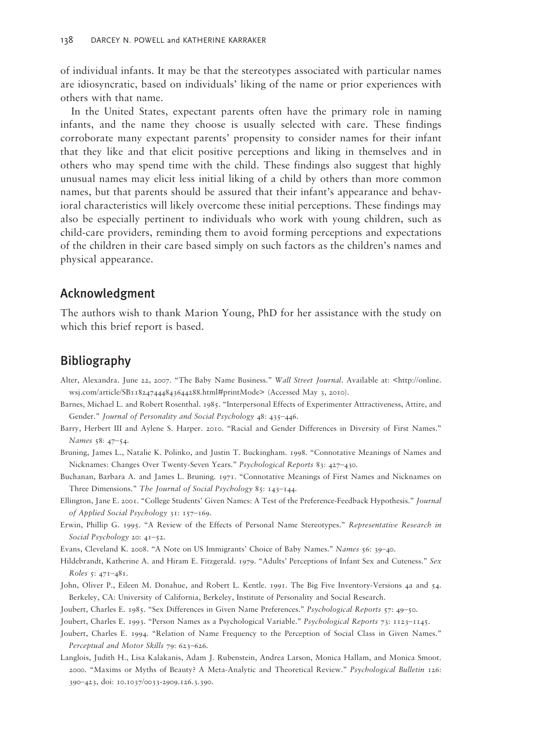of individual infants. It may be that the stereotypes associated with particular names are idiosyncratic, based on individuals' liking of the name or prior experiences with others with that name.

In the United States, expectant parents often have the primary role in naming infants, and the name they choose is usually selected with care. These findings corroborate many expectant parents' propensity to consider names for their infant that they like and that elicit positive perceptions and liking in themselves and in others who may spend time with the child. These findings also suggest that highly unusual names may elicit less initial liking of a child by others than more common names, but that parents should be assured that their infant's appearance and behavioral characteristics will likely overcome these initial perceptions. These findings may also be especially pertinent to individuals who work with young children, such as child-care providers, reminding them to avoid forming perceptions and expectations of the children in their care based simply on such factors as the children's names and physical appearance.

## Acknowledgment

The authors wish to thank Marion Young, PhD for her assistance with the study on which this brief report is based.

## Bibliography

Alter, Alexandra. June 22, 2007. "The Baby Name Business." *Wall Street Journal*. Available at: <http://online.wsj.com/article/SB118247444843644288.html#printMode> (Accessed May 3, 2010).

Barnes, Michael L. and Robert Rosenthal. 1985. "Interpersonal Effects of Experimenter Attractiveness, Attire, and Gender." *Journal of Personality and Social Psychology* 48: 435–446.

Barry, Herbert III and Aylene S. Harper. 2010. "Racial and Gender Differences in Diversity of First Names." *Names* 58: 47–54.

Bruning, James L., Natalie K. Polinko, and Justin T. Buckingham. 1998. "Connotative Meanings of Names and Nicknames: Changes Over Twenty-Seven Years." *Psychological Reports* 83: 427–430.

Buchanan, Barbara A. and James L. Bruning. 1971. "Connotative Meanings of First Names and Nicknames on Three Dimensions." *The Journal of Social Psychology* 85: 143–144.

Ellington, Jane E. 2001. "College Students' Given Names: A Test of the Preference-Feedback Hypothesis." *Journal of Applied Social Psychology* 31: 157–169.

Erwin, Phillip G. 1995. "A Review of the Effects of Personal Name Stereotypes." *Representative Research in Social Psychology* 20: 41–52.

Evans, Cleveland K. 2008. "A Note on US Immigrants' Choice of Baby Names." *Names* 56: 39–40.

Hildebrandt, Katherine A. and Hiram E. Fitzgerald. 1979. "Adults' Perceptions of Infant Sex and Cuteness." *Sex Roles* 5: 471–481.

John, Oliver P., Eileen M. Donahue, and Robert L. Kentle. 1991. The Big Five Inventory-Versions 4a and 54. Berkeley, CA: University of California, Berkeley, Institute of Personality and Social Research.

Joubert, Charles E. 1985. "Sex Differences in Given Name Preferences." *Psychological Reports* 57: 49–50.

Joubert, Charles E. 1993. "Person Names as a Psychological Variable." *Psychological Reports* 73: 1123–1145.

Joubert, Charles E. 1994. "Relation of Name Frequency to the Perception of Social Class in Given Names." *Perceptual and Motor Skills* 79: 623–626.

Langlois, Judith H., Lisa Kalakanis, Adam J. Rubenstein, Andrea Larson, Monica Hallam, and Monica Smoot. 2000. "Maxims or Myths of Beauty? A Meta-Analytic and Theoretical Review." *Psychological Bulletin* 126: 390–423, doi: 10.1037/0033-2909.126.3.390.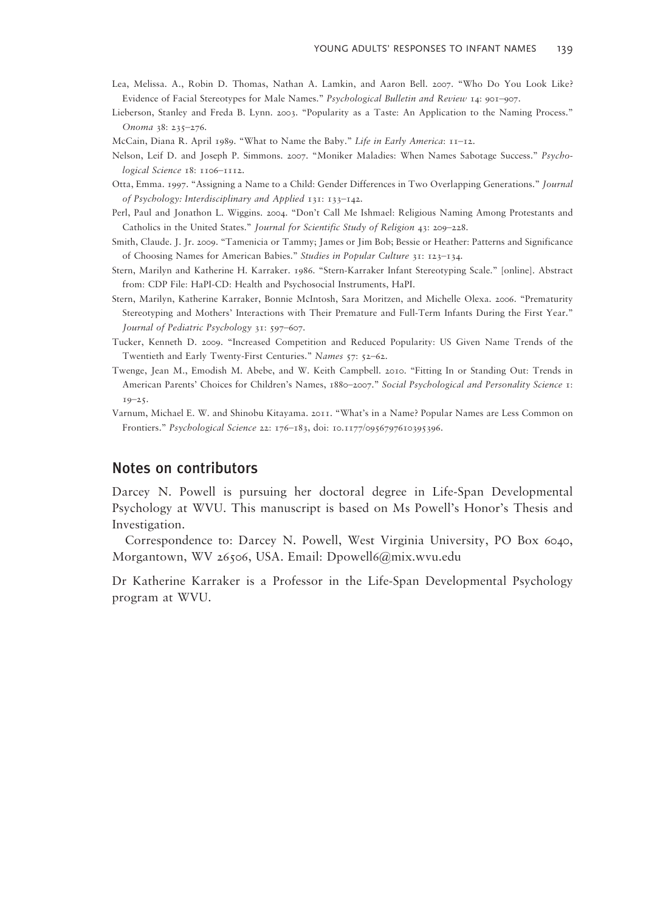Lea, Melissa. A., Robin D. Thomas, Nathan A. Lamkin, and Aaron Bell. 2007. "Who Do You Look Like? Evidence of Facial Stereotypes for Male Names." *Psychological Bulletin and Review* 14: 901–907.

Lieberson, Stanley and Freda B. Lynn. 2003. "Popularity as a Taste: An Application to the Naming Process." *Onoma* 38: 235–276.

McCain, Diana R. April 1989. "What to Name the Baby." *Life in Early America*: 11–12.

Nelson, Leif D. and Joseph P. Simmons. 2007. "Moniker Maladies: When Names Sabotage Success." *Psychological Science* 18: 1106–1112.

Otta, Emma. 1997. "Assigning a Name to a Child: Gender Differences in Two Overlapping Generations." *Journal of Psychology: Interdisciplinary and Applied* 131: 133–142.

Perl, Paul and Jonathon L. Wiggins. 2004. "Don't Call Me Ishmael: Religious Naming Among Protestants and Catholics in the United States." *Journal for Scientific Study of Religion* 43: 209–228.

Smith, Claude. J. Jr. 2009. "Tamenicia or Tammy; James or Jim Bob; Bessie or Heather: Patterns and Significance of Choosing Names for American Babies." *Studies in Popular Culture* 31: 123–134.

Stern, Marilyn and Katherine H. Karraker. 1986. "Stern-Karraker Infant Stereotyping Scale." [online]. Abstract from: CDP File: HaPI-CD: Health and Psychosocial Instruments, HaPI.

Stern, Marilyn, Katherine Karraker, Bonnie McIntosh, Sara Moritzen, and Michelle Olexa. 2006. "Prematurity Stereotyping and Mothers' Interactions with Their Premature and Full-Term Infants During the First Year." *Journal of Pediatric Psychology* 31: 597–607.

Tucker, Kenneth D. 2009. "Increased Competition and Reduced Popularity: US Given Name Trends of the Twentieth and Early Twenty-First Centuries." *Names* 57: 52–62.

Twenge, Jean M., Emodish M. Abebe, and W. Keith Campbell. 2010. "Fitting In or Standing Out: Trends in American Parents' Choices for Children's Names, 1880–2007." *Social Psychological and Personality Science* 1: 19–25.

Varnum, Michael E. W. and Shinobu Kitayama. 2011. "What's in a Name? Popular Names are Less Common on Frontiers." *Psychological Science* 22: 176–183, doi: 10.1177/0956797610395396.

## Notes on contributors

Darcey N. Powell is pursuing her doctoral degree in Life-Span Developmental Psychology at WVU. This manuscript is based on Ms Powell's Honor's Thesis and Investigation.

Correspondence to: Darcey N. Powell, West Virginia University, PO Box 6040, Morgantown, WV 26506, USA. Email: Dpowell6@mix.wvu.edu

Dr Katherine Karraker is a Professor in the Life-Span Developmental Psychology program at WVU.